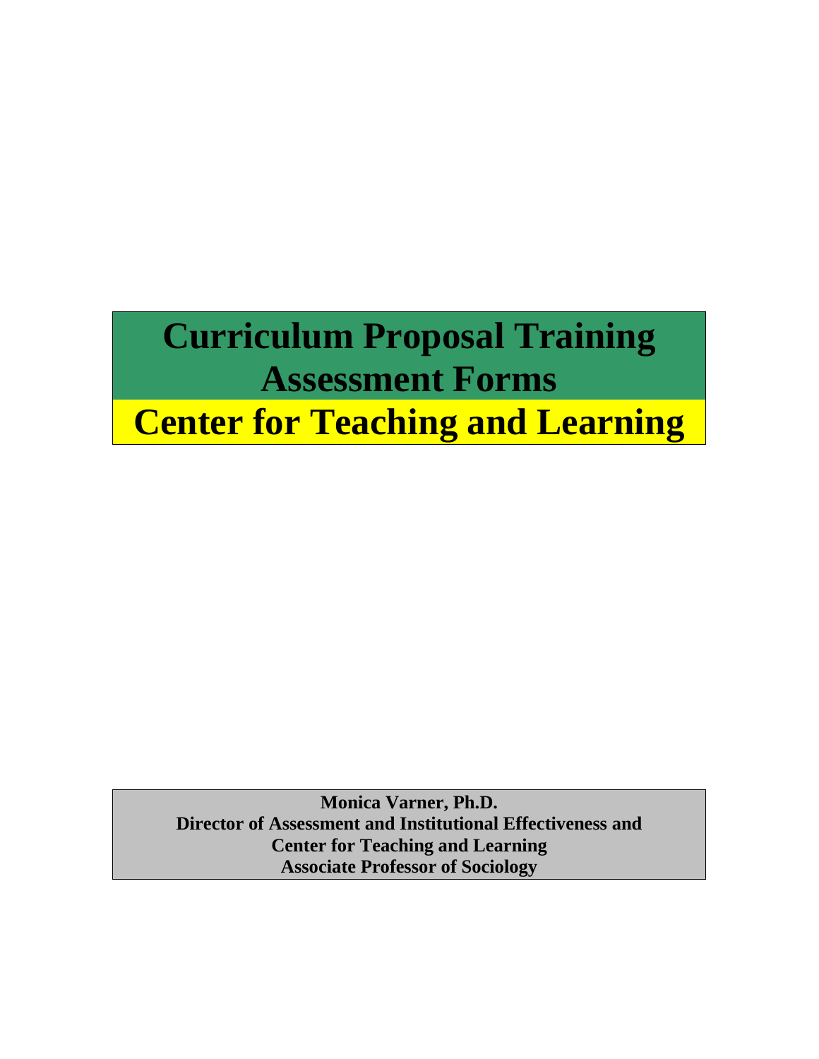# Curriculum Proposal Training Assessment Forms

# Center for Teaching and Learning

**Monica Varner, Ph.D.**
**Director of Assessment and Institutional Effectiveness and**
**Center for Teaching and Learning**
**Associate Professor of Sociology**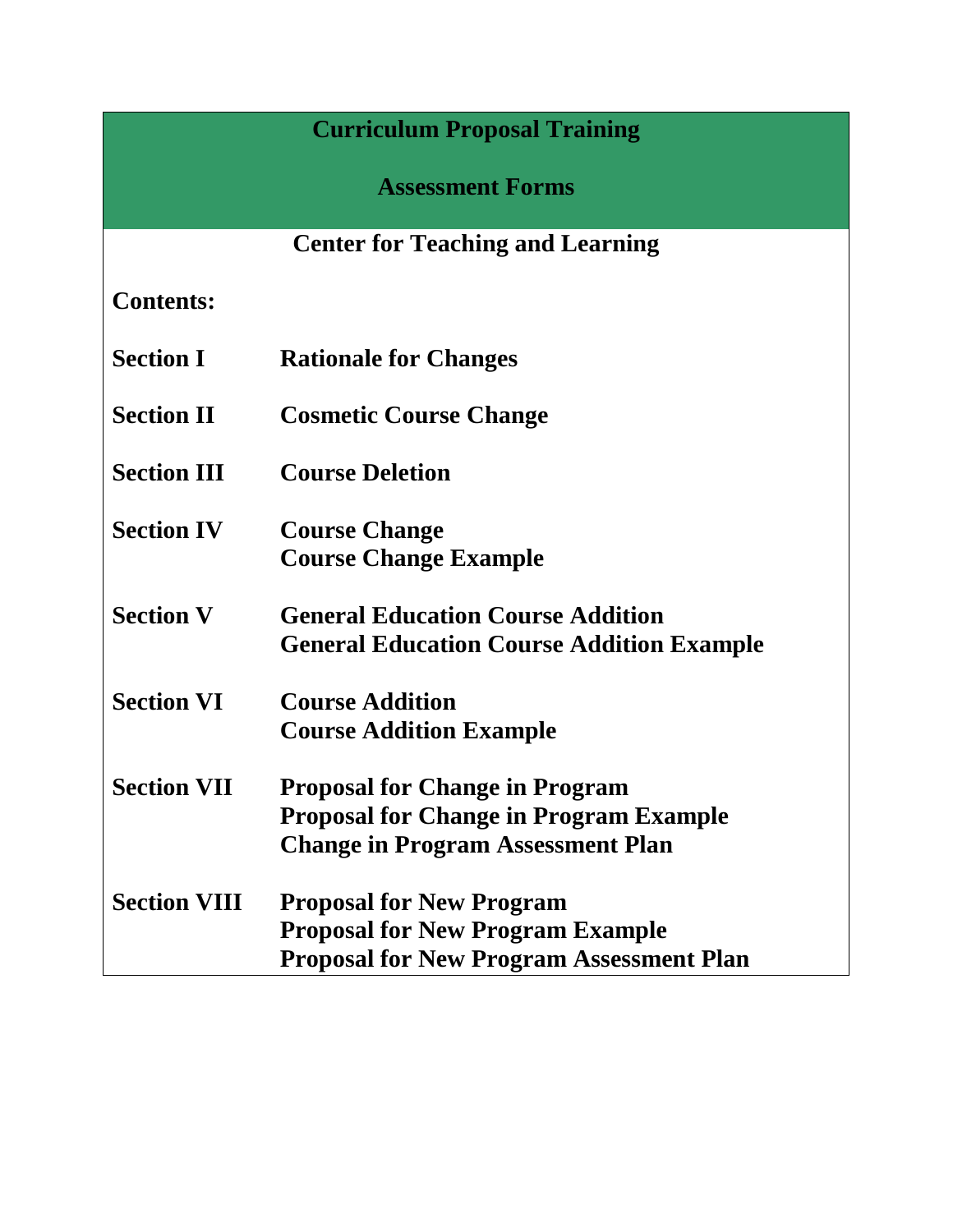# Curriculum Proposal Training

## Assessment Forms

### Center for Teaching and Learning

**Contents:**

| | |
|---|---|
| **Section I** | **Rationale for Changes** |
| **Section II** | **Cosmetic Course Change** |
| **Section III** | **Course Deletion** |
| **Section IV** | **Course Change**<br>**Course Change Example** |
| **Section V** | **General Education Course Addition**<br>**General Education Course Addition Example** |
| **Section VI** | **Course Addition**<br>**Course Addition Example** |
| **Section VII** | **Proposal for Change in Program**<br>**Proposal for Change in Program Example**<br>**Change in Program Assessment Plan** |
| **Section VIII** | **Proposal for New Program**<br>**Proposal for New Program Example**<br>**Proposal for New Program Assessment Plan** |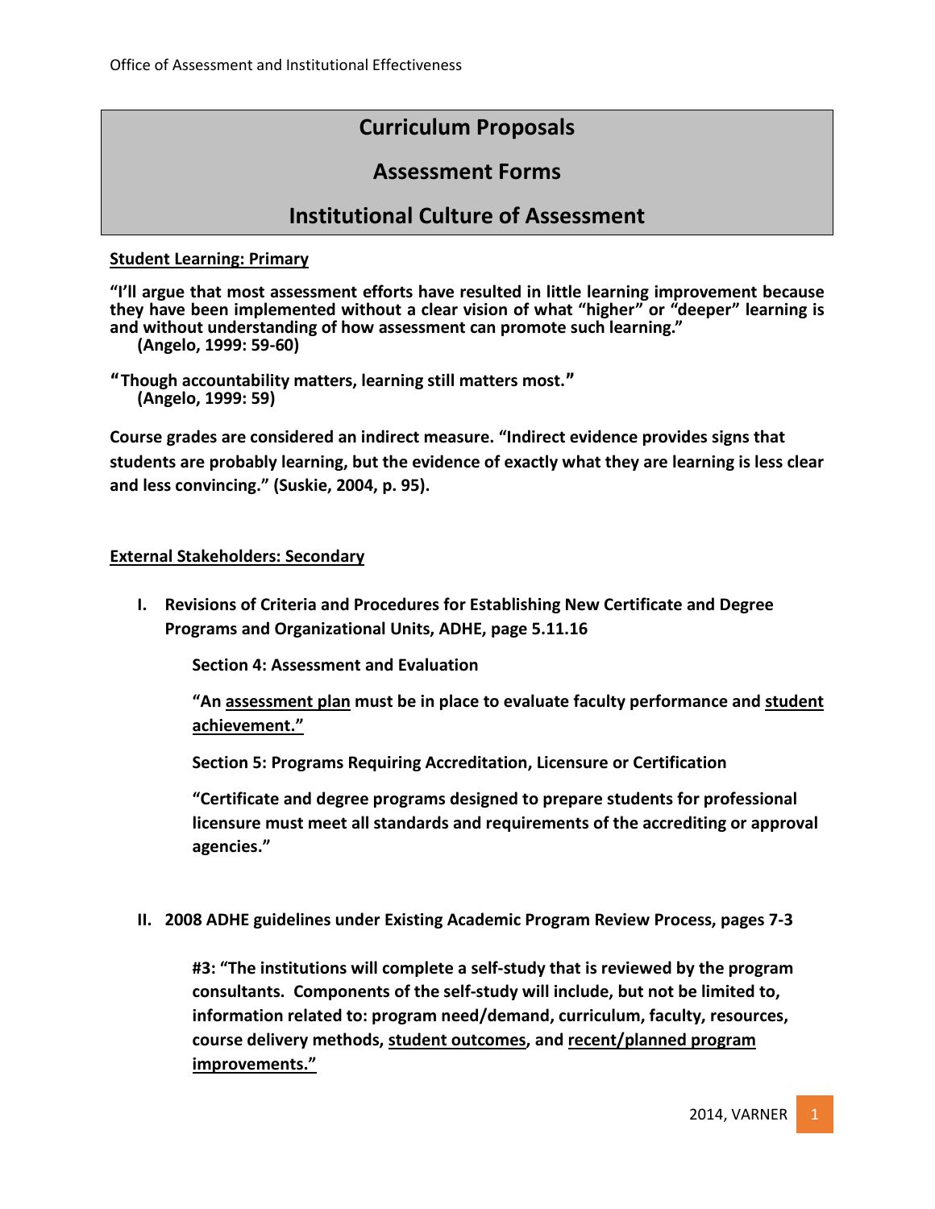# Curriculum Proposals

# Assessment Forms

# Institutional Culture of Assessment

**<u>Student Learning: Primary</u>**

**"I'll argue that most assessment efforts have resulted in little learning improvement because they have been implemented without a clear vision of what "higher" or "deeper" learning is and without understanding of how assessment can promote such learning."**
**(Angelo, 1999: 59-60)**

**"Though accountability matters, learning still matters most."**
**(Angelo, 1999: 59)**

**Course grades are considered an indirect measure. "Indirect evidence provides signs that students are probably learning, but the evidence of exactly what they are learning is less clear and less convincing." (Suskie, 2004, p. 95).**

**<u>External Stakeholders: Secondary</u>**

**I. Revisions of Criteria and Procedures for Establishing New Certificate and Degree Programs and Organizational Units, ADHE, page 5.11.16**

**Section 4: Assessment and Evaluation**

**"An <u>assessment plan</u> must be in place to evaluate faculty performance and <u>student achievement."</u>**

**Section 5: Programs Requiring Accreditation, Licensure or Certification**

**"Certificate and degree programs designed to prepare students for professional licensure must meet all standards and requirements of the accrediting or approval agencies."**

**II. 2008 ADHE guidelines under Existing Academic Program Review Process, pages 7-3**

**#3: "The institutions will complete a self-study that is reviewed by the program consultants. Components of the self-study will include, but not be limited to, information related to: program need/demand, curriculum, faculty, resources, course delivery methods, <u>student outcomes</u>, and <u>recent/planned program improvements."</u>**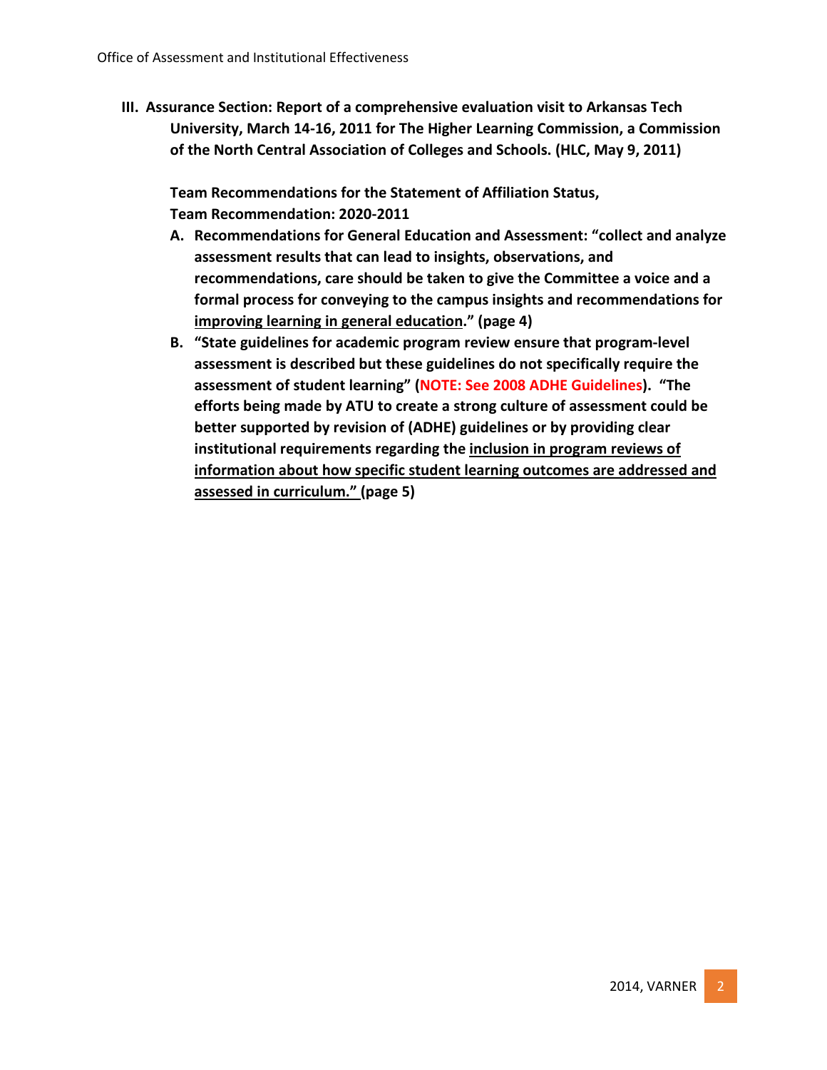**III. Assurance Section: Report of a comprehensive evaluation visit to Arkansas Tech University, March 14-16, 2011 for The Higher Learning Commission, a Commission of the North Central Association of Colleges and Schools. (HLC, May 9, 2011)**

**Team Recommendations for the Statement of Affiliation Status,**
**Team Recommendation: 2020-2011**

**A. Recommendations for General Education and Assessment: "collect and analyze assessment results that can lead to insights, observations, and recommendations, care should be taken to give the Committee a voice and a formal process for conveying to the campus insights and recommendations for <u>improving learning in general education</u>." (page 4)**

**B. "State guidelines for academic program review ensure that program-level assessment is described but these guidelines do not specifically require the assessment of student learning" (NOTE: See 2008 ADHE Guidelines). "The efforts being made by ATU to create a strong culture of assessment could be better supported by revision of (ADHE) guidelines or by providing clear institutional requirements regarding the <u>inclusion in program reviews of information about how specific student learning outcomes are addressed and assessed in curriculum."</u> (page 5)**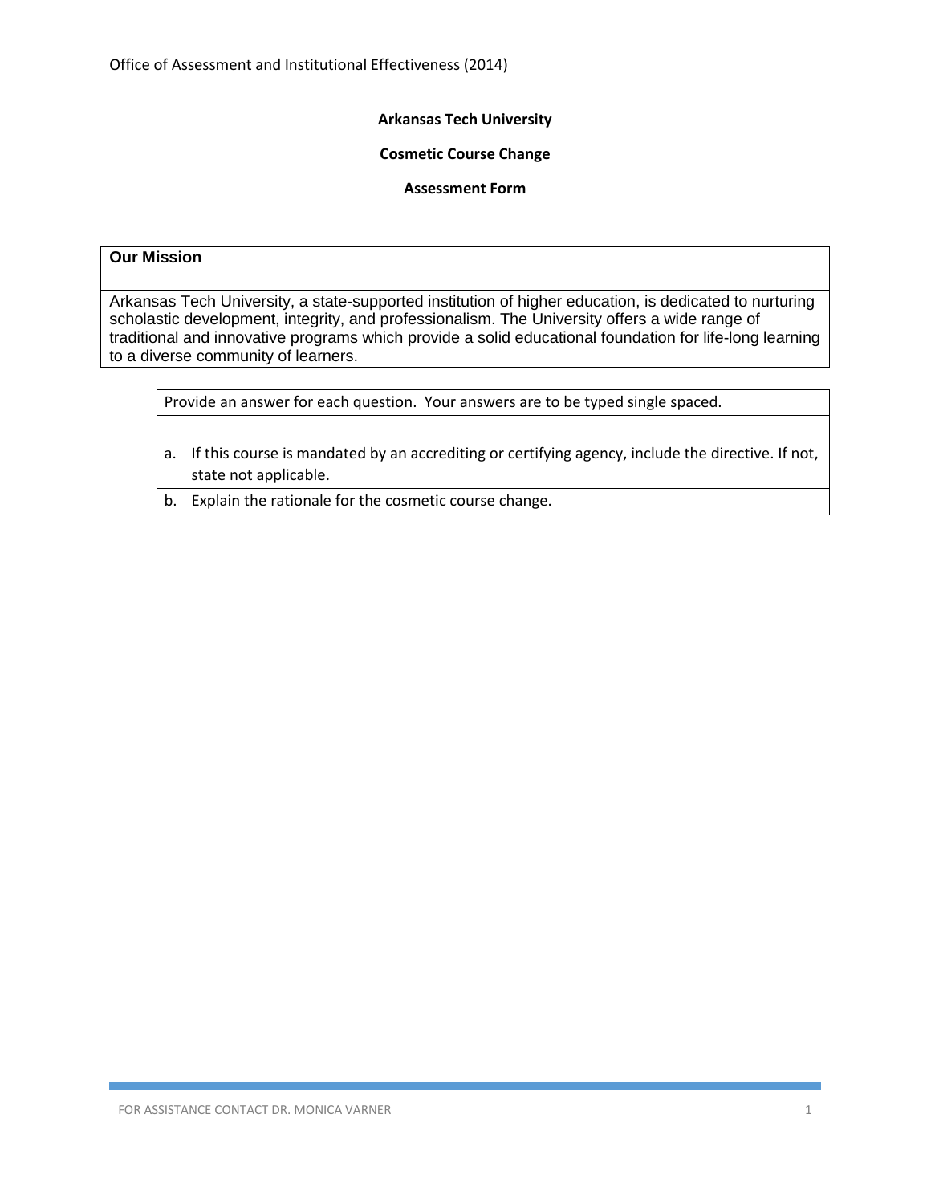**Arkansas Tech University**

**Cosmetic Course Change**

**Assessment Form**

| **Our Mission** |
|---|
| Arkansas Tech University, a state-supported institution of higher education, is dedicated to nurturing scholastic development, integrity, and professionalism. The University offers a wide range of traditional and innovative programs which provide a solid educational foundation for life-long learning to a diverse community of learners. |

| Provide an answer for each question. Your answers are to be typed single spaced. |
|---|
| |
| a. If this course is mandated by an accrediting or certifying agency, include the directive. If not, state not applicable. |
| b. Explain the rationale for the cosmetic course change. |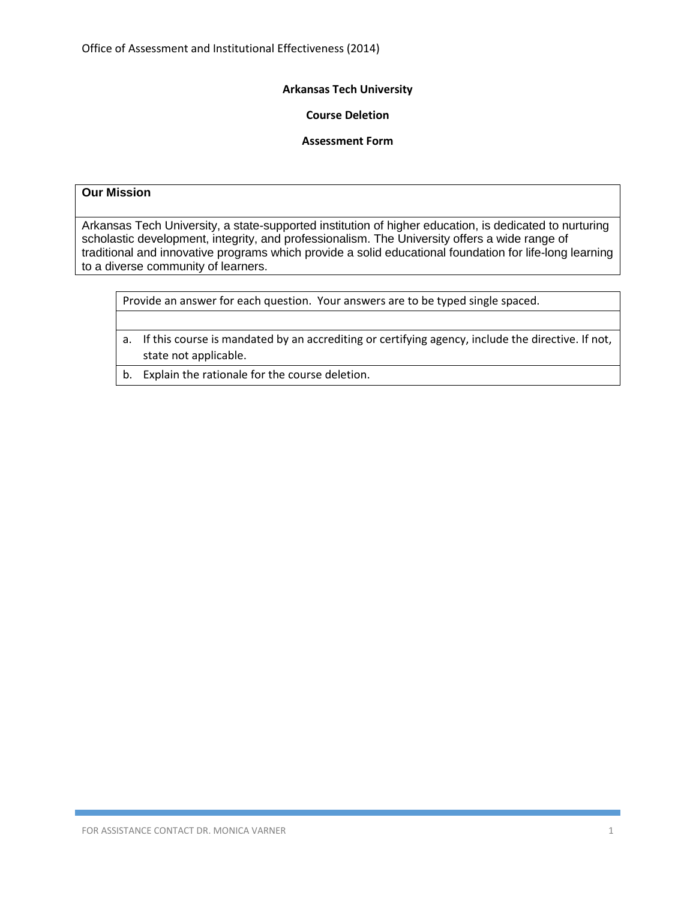**Arkansas Tech University**

**Course Deletion**

**Assessment Form**

| **Our Mission** |
|---|
| Arkansas Tech University, a state-supported institution of higher education, is dedicated to nurturing scholastic development, integrity, and professionalism. The University offers a wide range of traditional and innovative programs which provide a solid educational foundation for life-long learning to a diverse community of learners. |

| Provide an answer for each question. Your answers are to be typed single spaced. |
|---|
| |
| a. If this course is mandated by an accrediting or certifying agency, include the directive. If not, state not applicable. |
| b. Explain the rationale for the course deletion. |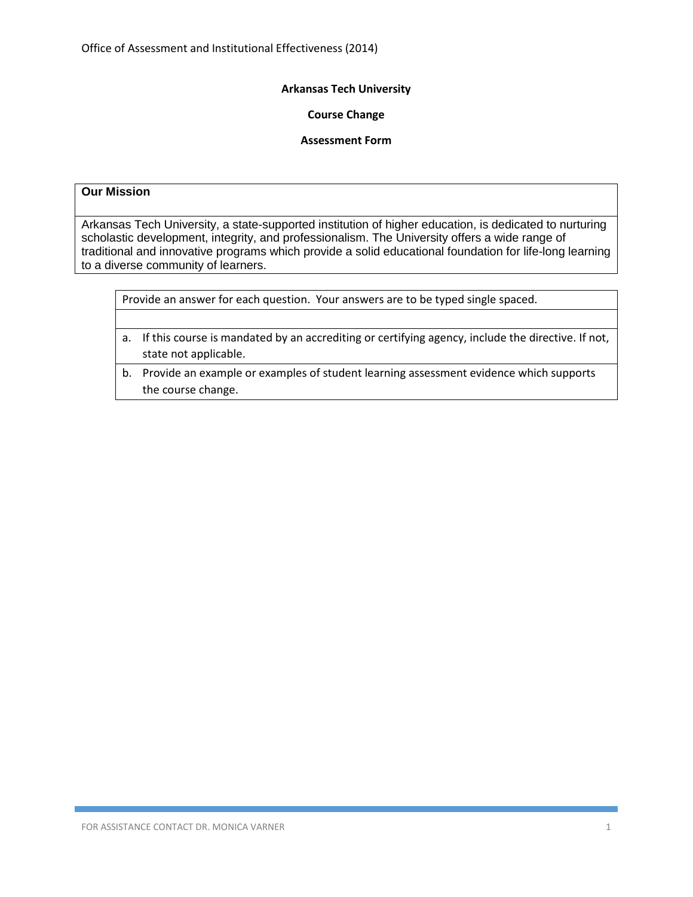**Arkansas Tech University**

**Course Change**

**Assessment Form**

| **Our Mission** |
| --- |
| Arkansas Tech University, a state-supported institution of higher education, is dedicated to nurturing scholastic development, integrity, and professionalism. The University offers a wide range of traditional and innovative programs which provide a solid educational foundation for life-long learning to a diverse community of learners. |

| Provide an answer for each question. Your answers are to be typed single spaced. |
| --- |
| |
| a. If this course is mandated by an accrediting or certifying agency, include the directive. If not, state not applicable. |
| b. Provide an example or examples of student learning assessment evidence which supports the course change. |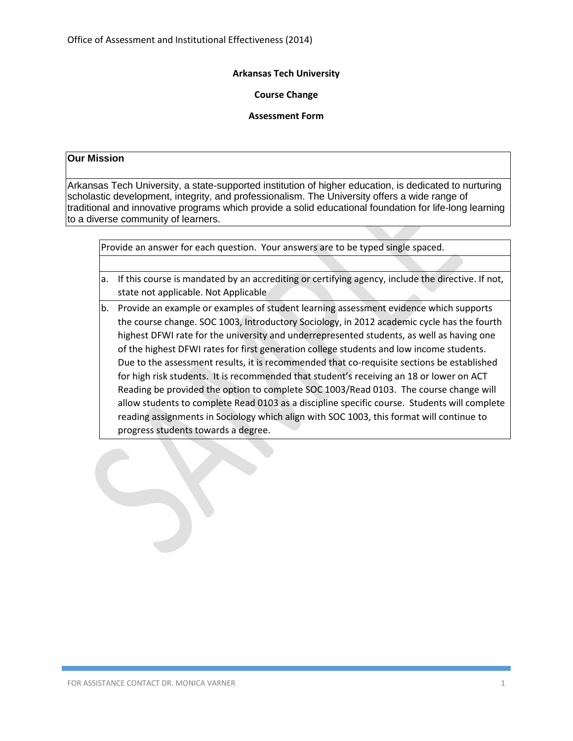**Arkansas Tech University**

**Course Change**

**Assessment Form**

| **Our Mission** |
|---|
| Arkansas Tech University, a state-supported institution of higher education, is dedicated to nurturing scholastic development, integrity, and professionalism. The University offers a wide range of traditional and innovative programs which provide a solid educational foundation for life-long learning to a diverse community of learners. |

Provide an answer for each question. Your answers are to be typed single spaced.

a. If this course is mandated by an accrediting or certifying agency, include the directive. If not, state not applicable. Not Applicable

b. Provide an example or examples of student learning assessment evidence which supports the course change. SOC 1003, Introductory Sociology, in 2012 academic cycle has the fourth highest DFWI rate for the university and underrepresented students, as well as having one of the highest DFWI rates for first generation college students and low income students. Due to the assessment results, it is recommended that co-requisite sections be established for high risk students. It is recommended that student's receiving an 18 or lower on ACT Reading be provided the option to complete SOC 1003/Read 0103. The course change will allow students to complete Read 0103 as a discipline specific course. Students will complete reading assignments in Sociology which align with SOC 1003, this format will continue to progress students towards a degree.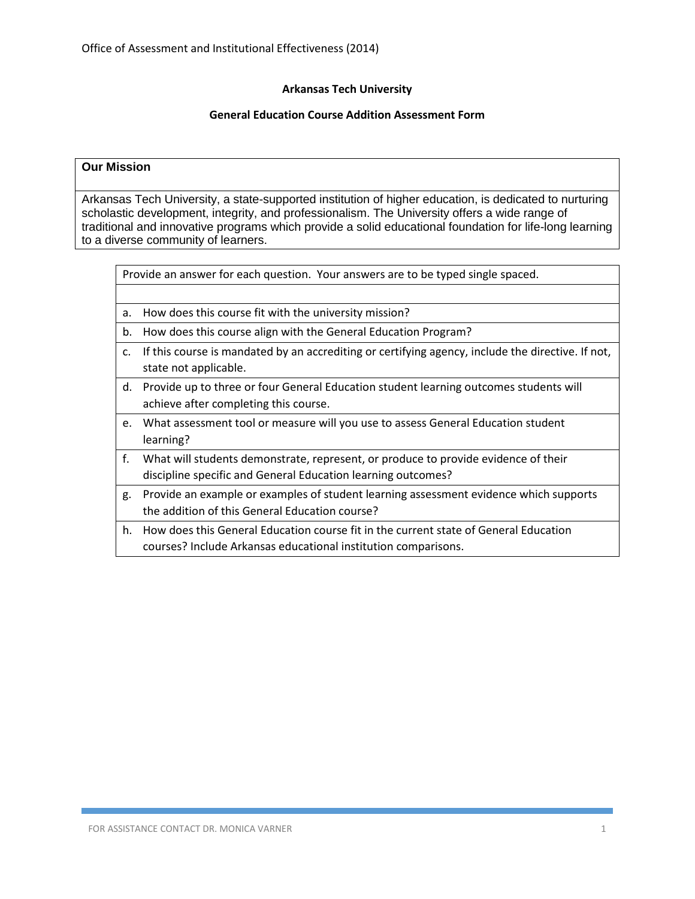**Arkansas Tech University**

**General Education Course Addition Assessment Form**

| **Our Mission** |
|---|
| Arkansas Tech University, a state-supported institution of higher education, is dedicated to nurturing scholastic development, integrity, and professionalism. The University offers a wide range of traditional and innovative programs which provide a solid educational foundation for life-long learning to a diverse community of learners. |

| Provide an answer for each question. Your answers are to be typed single spaced. |
|---|
| |
| a. How does this course fit with the university mission? |
| b. How does this course align with the General Education Program? |
| c. If this course is mandated by an accrediting or certifying agency, include the directive. If not, state not applicable. |
| d. Provide up to three or four General Education student learning outcomes students will achieve after completing this course. |
| e. What assessment tool or measure will you use to assess General Education student learning? |
| f. What will students demonstrate, represent, or produce to provide evidence of their discipline specific and General Education learning outcomes? |
| g. Provide an example or examples of student learning assessment evidence which supports the addition of this General Education course? |
| h. How does this General Education course fit in the current state of General Education courses? Include Arkansas educational institution comparisons. |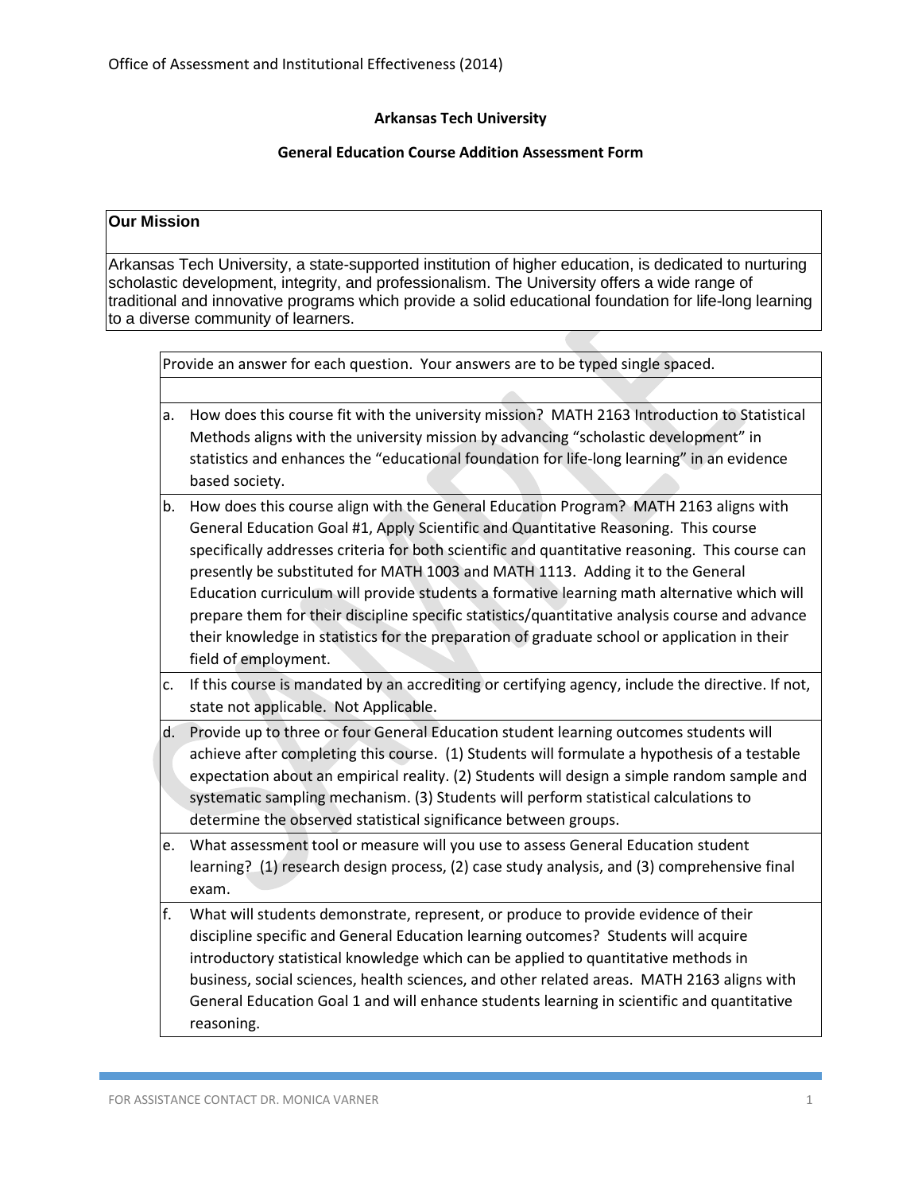Office of Assessment and Institutional Effectiveness (2014)

**Arkansas Tech University**

**General Education Course Addition Assessment Form**

| **Our Mission** |
|---|
| Arkansas Tech University, a state-supported institution of higher education, is dedicated to nurturing scholastic development, integrity, and professionalism. The University offers a wide range of traditional and innovative programs which provide a solid educational foundation for life-long learning to a diverse community of learners. |

Provide an answer for each question. Your answers are to be typed single spaced.

a. How does this course fit with the university mission? MATH 2163 Introduction to Statistical Methods aligns with the university mission by advancing "scholastic development" in statistics and enhances the "educational foundation for life-long learning" in an evidence based society.

b. How does this course align with the General Education Program? MATH 2163 aligns with General Education Goal #1, Apply Scientific and Quantitative Reasoning. This course specifically addresses criteria for both scientific and quantitative reasoning. This course can presently be substituted for MATH 1003 and MATH 1113. Adding it to the General Education curriculum will provide students a formative learning math alternative which will prepare them for their discipline specific statistics/quantitative analysis course and advance their knowledge in statistics for the preparation of graduate school or application in their field of employment.

c. If this course is mandated by an accrediting or certifying agency, include the directive. If not, state not applicable. Not Applicable.

d. Provide up to three or four General Education student learning outcomes students will achieve after completing this course. (1) Students will formulate a hypothesis of a testable expectation about an empirical reality. (2) Students will design a simple random sample and systematic sampling mechanism. (3) Students will perform statistical calculations to determine the observed statistical significance between groups.

e. What assessment tool or measure will you use to assess General Education student learning? (1) research design process, (2) case study analysis, and (3) comprehensive final exam.

f. What will students demonstrate, represent, or produce to provide evidence of their discipline specific and General Education learning outcomes? Students will acquire introductory statistical knowledge which can be applied to quantitative methods in business, social sciences, health sciences, and other related areas. MATH 2163 aligns with General Education Goal 1 and will enhance students learning in scientific and quantitative reasoning.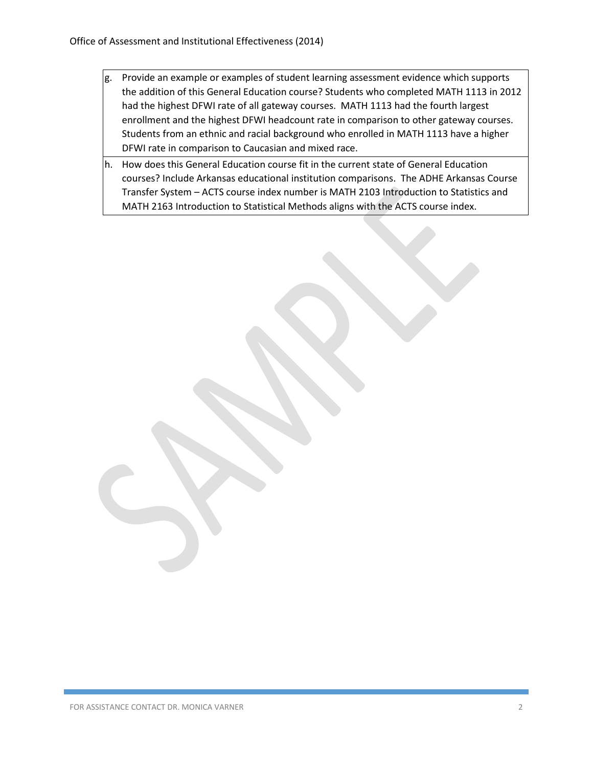| | |
|---|---|
| g. | Provide an example or examples of student learning assessment evidence which supports the addition of this General Education course? Students who completed MATH 1113 in 2012 had the highest DFWI rate of all gateway courses. MATH 1113 had the fourth largest enrollment and the highest DFWI headcount rate in comparison to other gateway courses. Students from an ethnic and racial background who enrolled in MATH 1113 have a higher DFWI rate in comparison to Caucasian and mixed race. |
| h. | How does this General Education course fit in the current state of General Education courses? Include Arkansas educational institution comparisons. The ADHE Arkansas Course Transfer System – ACTS course index number is MATH 2103 Introduction to Statistics and MATH 2163 Introduction to Statistical Methods aligns with the ACTS course index. |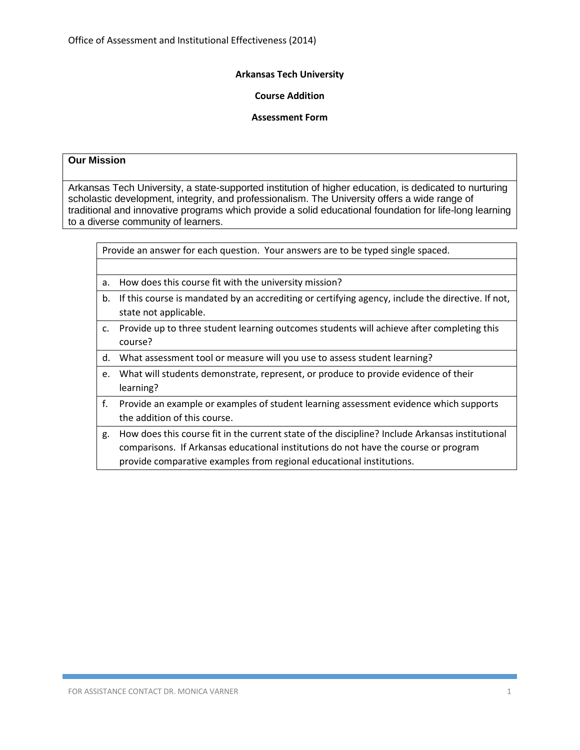**Arkansas Tech University**

**Course Addition**

**Assessment Form**

| **Our Mission** |
| --- |
| Arkansas Tech University, a state-supported institution of higher education, is dedicated to nurturing scholastic development, integrity, and professionalism. The University offers a wide range of traditional and innovative programs which provide a solid educational foundation for life-long learning to a diverse community of learners. |

| Provide an answer for each question. Your answers are to be typed single spaced. |
| --- |
| |
| a. How does this course fit with the university mission? |
| b. If this course is mandated by an accrediting or certifying agency, include the directive. If not, state not applicable. |
| c. Provide up to three student learning outcomes students will achieve after completing this course? |
| d. What assessment tool or measure will you use to assess student learning? |
| e. What will students demonstrate, represent, or produce to provide evidence of their learning? |
| f. Provide an example or examples of student learning assessment evidence which supports the addition of this course. |
| g. How does this course fit in the current state of the discipline? Include Arkansas institutional comparisons. If Arkansas educational institutions do not have the course or program provide comparative examples from regional educational institutions. |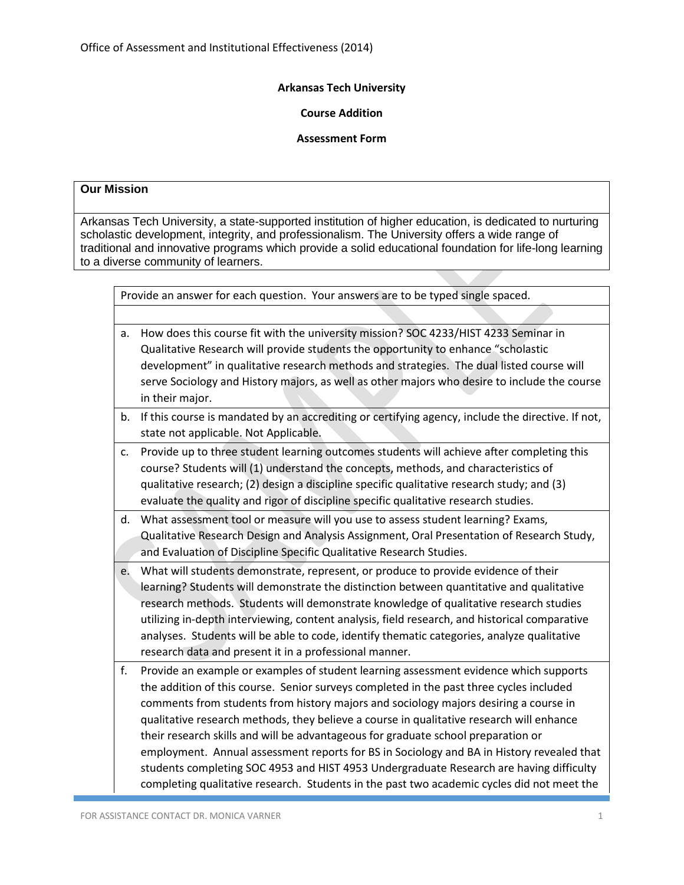**Arkansas Tech University**

**Course Addition**

**Assessment Form**

| **Our Mission** |
|---|
| Arkansas Tech University, a state-supported institution of higher education, is dedicated to nurturing scholastic development, integrity, and professionalism. The University offers a wide range of traditional and innovative programs which provide a solid educational foundation for life-long learning to a diverse community of learners. |

Provide an answer for each question. Your answers are to be typed single spaced.

a. How does this course fit with the university mission? SOC 4233/HIST 4233 Seminar in Qualitative Research will provide students the opportunity to enhance "scholastic development" in qualitative research methods and strategies. The dual listed course will serve Sociology and History majors, as well as other majors who desire to include the course in their major.

b. If this course is mandated by an accrediting or certifying agency, include the directive. If not, state not applicable. Not Applicable.

c. Provide up to three student learning outcomes students will achieve after completing this course? Students will (1) understand the concepts, methods, and characteristics of qualitative research; (2) design a discipline specific qualitative research study; and (3) evaluate the quality and rigor of discipline specific qualitative research studies.

d. What assessment tool or measure will you use to assess student learning? Exams, Qualitative Research Design and Analysis Assignment, Oral Presentation of Research Study, and Evaluation of Discipline Specific Qualitative Research Studies.

e. What will students demonstrate, represent, or produce to provide evidence of their learning? Students will demonstrate the distinction between quantitative and qualitative research methods. Students will demonstrate knowledge of qualitative research studies utilizing in-depth interviewing, content analysis, field research, and historical comparative analyses. Students will be able to code, identify thematic categories, analyze qualitative research data and present it in a professional manner.

f. Provide an example or examples of student learning assessment evidence which supports the addition of this course. Senior surveys completed in the past three cycles included comments from students from history majors and sociology majors desiring a course in qualitative research methods, they believe a course in qualitative research will enhance their research skills and will be advantageous for graduate school preparation or employment. Annual assessment reports for BS in Sociology and BA in History revealed that students completing SOC 4953 and HIST 4953 Undergraduate Research are having difficulty completing qualitative research. Students in the past two academic cycles did not meet the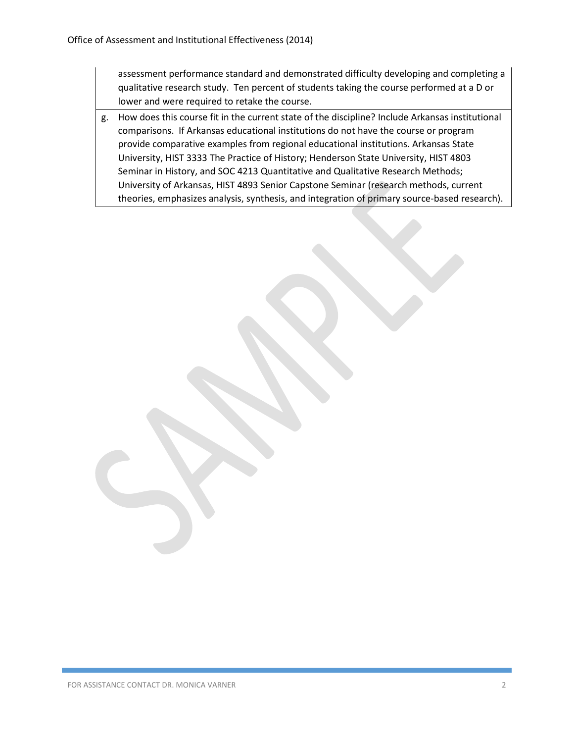assessment performance standard and demonstrated difficulty developing and completing a qualitative research study. Ten percent of students taking the course performed at a D or lower and were required to retake the course.

g. How does this course fit in the current state of the discipline? Include Arkansas institutional comparisons. If Arkansas educational institutions do not have the course or program provide comparative examples from regional educational institutions. Arkansas State University, HIST 3333 The Practice of History; Henderson State University, HIST 4803 Seminar in History, and SOC 4213 Quantitative and Qualitative Research Methods; University of Arkansas, HIST 4893 Senior Capstone Seminar (research methods, current theories, emphasizes analysis, synthesis, and integration of primary source-based research).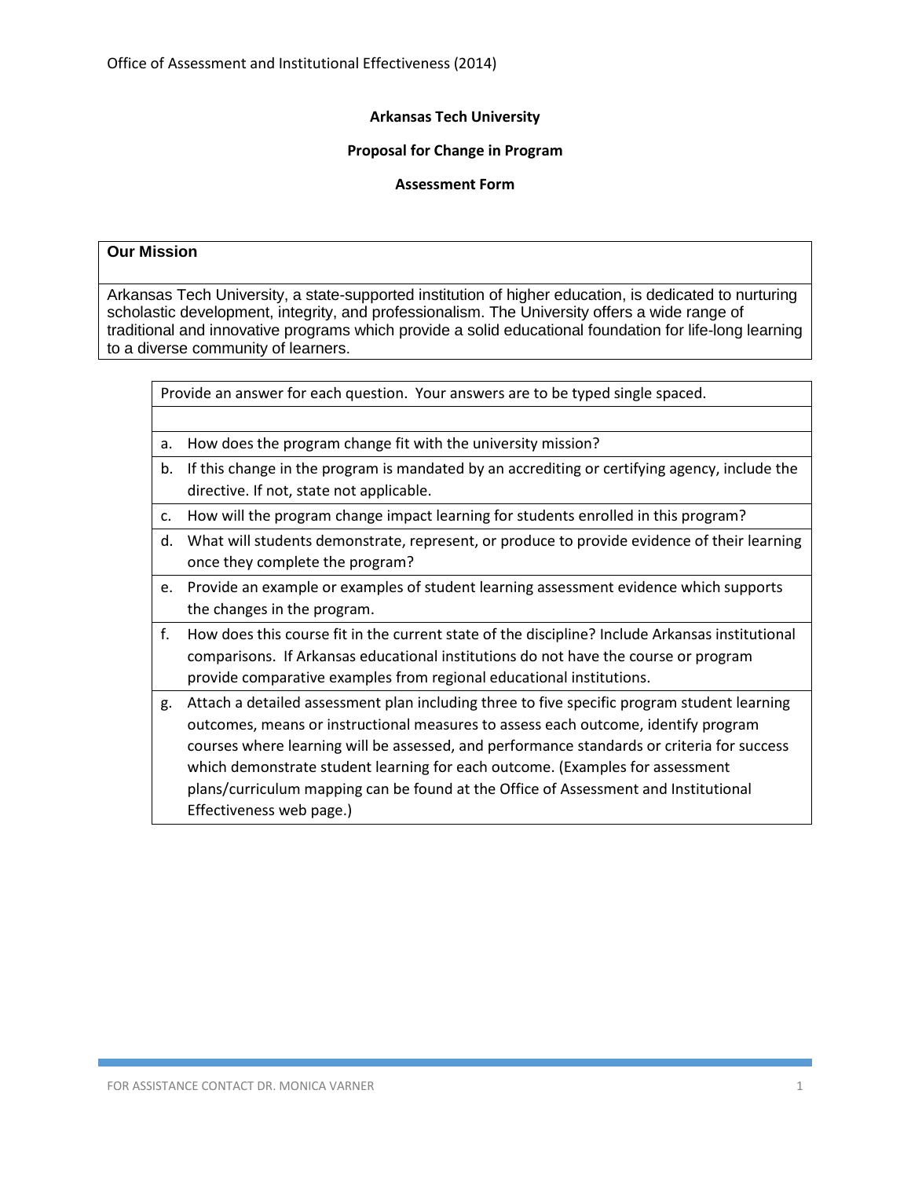**Arkansas Tech University**

**Proposal for Change in Program**

**Assessment Form**

| **Our Mission** |
|---|
| Arkansas Tech University, a state-supported institution of higher education, is dedicated to nurturing scholastic development, integrity, and professionalism. The University offers a wide range of traditional and innovative programs which provide a solid educational foundation for life-long learning to a diverse community of learners. |

| Provide an answer for each question. Your answers are to be typed single spaced. |
|---|
| |
| a. How does the program change fit with the university mission? |
| b. If this change in the program is mandated by an accrediting or certifying agency, include the directive. If not, state not applicable. |
| c. How will the program change impact learning for students enrolled in this program? |
| d. What will students demonstrate, represent, or produce to provide evidence of their learning once they complete the program? |
| e. Provide an example or examples of student learning assessment evidence which supports the changes in the program. |
| f. How does this course fit in the current state of the discipline? Include Arkansas institutional comparisons. If Arkansas educational institutions do not have the course or program provide comparative examples from regional educational institutions. |
| g. Attach a detailed assessment plan including three to five specific program student learning outcomes, means or instructional measures to assess each outcome, identify program courses where learning will be assessed, and performance standards or criteria for success which demonstrate student learning for each outcome. (Examples for assessment plans/curriculum mapping can be found at the Office of Assessment and Institutional Effectiveness web page.) |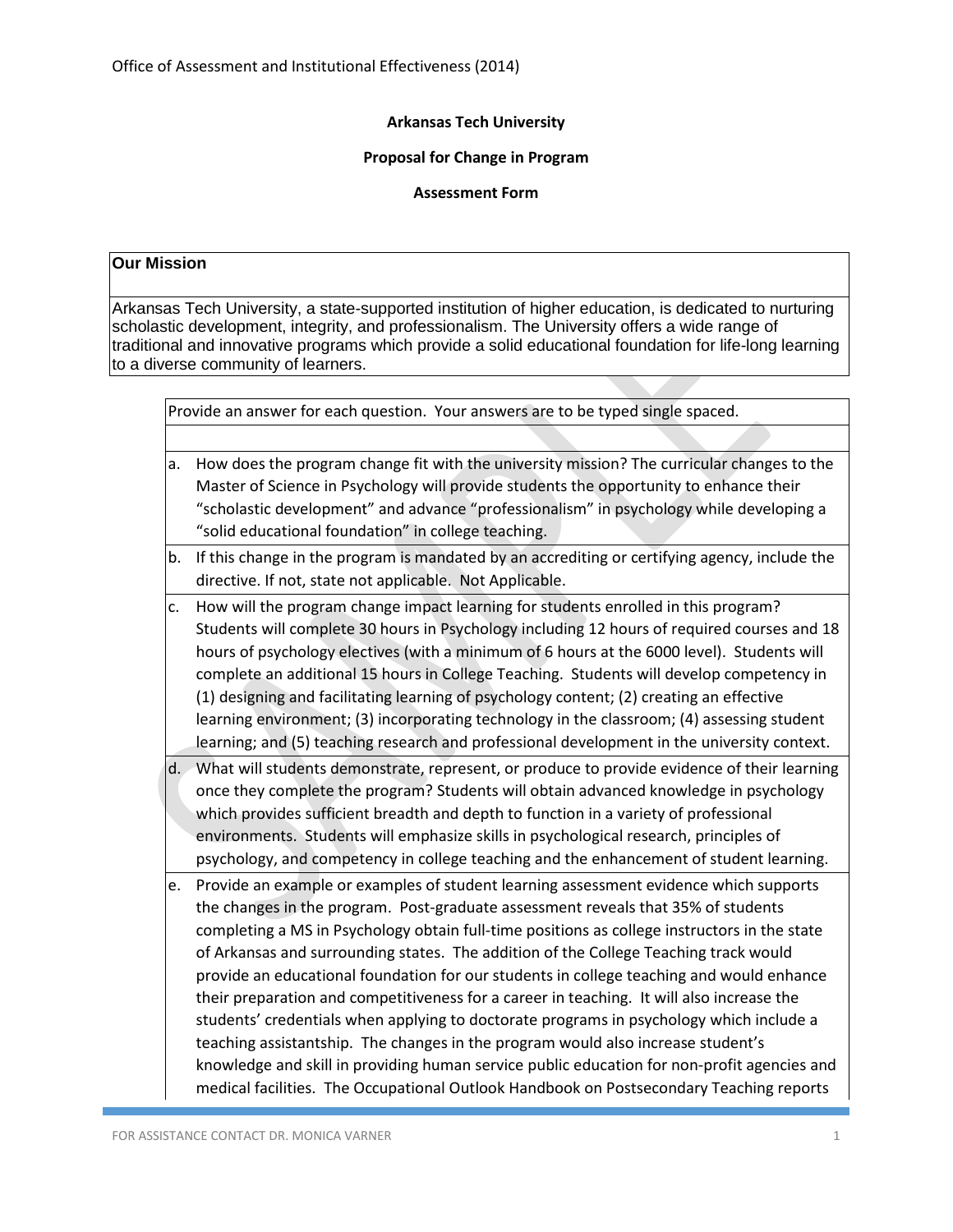Office of Assessment and Institutional Effectiveness (2014)

**Arkansas Tech University**

**Proposal for Change in Program**

**Assessment Form**

| **Our Mission** |
| --- |
| Arkansas Tech University, a state-supported institution of higher education, is dedicated to nurturing scholastic development, integrity, and professionalism. The University offers a wide range of traditional and innovative programs which provide a solid educational foundation for life-long learning to a diverse community of learners. |

Provide an answer for each question. Your answers are to be typed single spaced.

a. How does the program change fit with the university mission? The curricular changes to the Master of Science in Psychology will provide students the opportunity to enhance their "scholastic development" and advance "professionalism" in psychology while developing a "solid educational foundation" in college teaching.

b. If this change in the program is mandated by an accrediting or certifying agency, include the directive. If not, state not applicable. Not Applicable.

c. How will the program change impact learning for students enrolled in this program? Students will complete 30 hours in Psychology including 12 hours of required courses and 18 hours of psychology electives (with a minimum of 6 hours at the 6000 level). Students will complete an additional 15 hours in College Teaching. Students will develop competency in (1) designing and facilitating learning of psychology content; (2) creating an effective learning environment; (3) incorporating technology in the classroom; (4) assessing student learning; and (5) teaching research and professional development in the university context.

d. What will students demonstrate, represent, or produce to provide evidence of their learning once they complete the program? Students will obtain advanced knowledge in psychology which provides sufficient breadth and depth to function in a variety of professional environments. Students will emphasize skills in psychological research, principles of psychology, and competency in college teaching and the enhancement of student learning.

e. Provide an example or examples of student learning assessment evidence which supports the changes in the program. Post-graduate assessment reveals that 35% of students completing a MS in Psychology obtain full-time positions as college instructors in the state of Arkansas and surrounding states. The addition of the College Teaching track would provide an educational foundation for our students in college teaching and would enhance their preparation and competitiveness for a career in teaching. It will also increase the students' credentials when applying to doctorate programs in psychology which include a teaching assistantship. The changes in the program would also increase student's knowledge and skill in providing human service public education for non-profit agencies and medical facilities. The Occupational Outlook Handbook on Postsecondary Teaching reports

FOR ASSISTANCE CONTACT DR. MONICA VARNER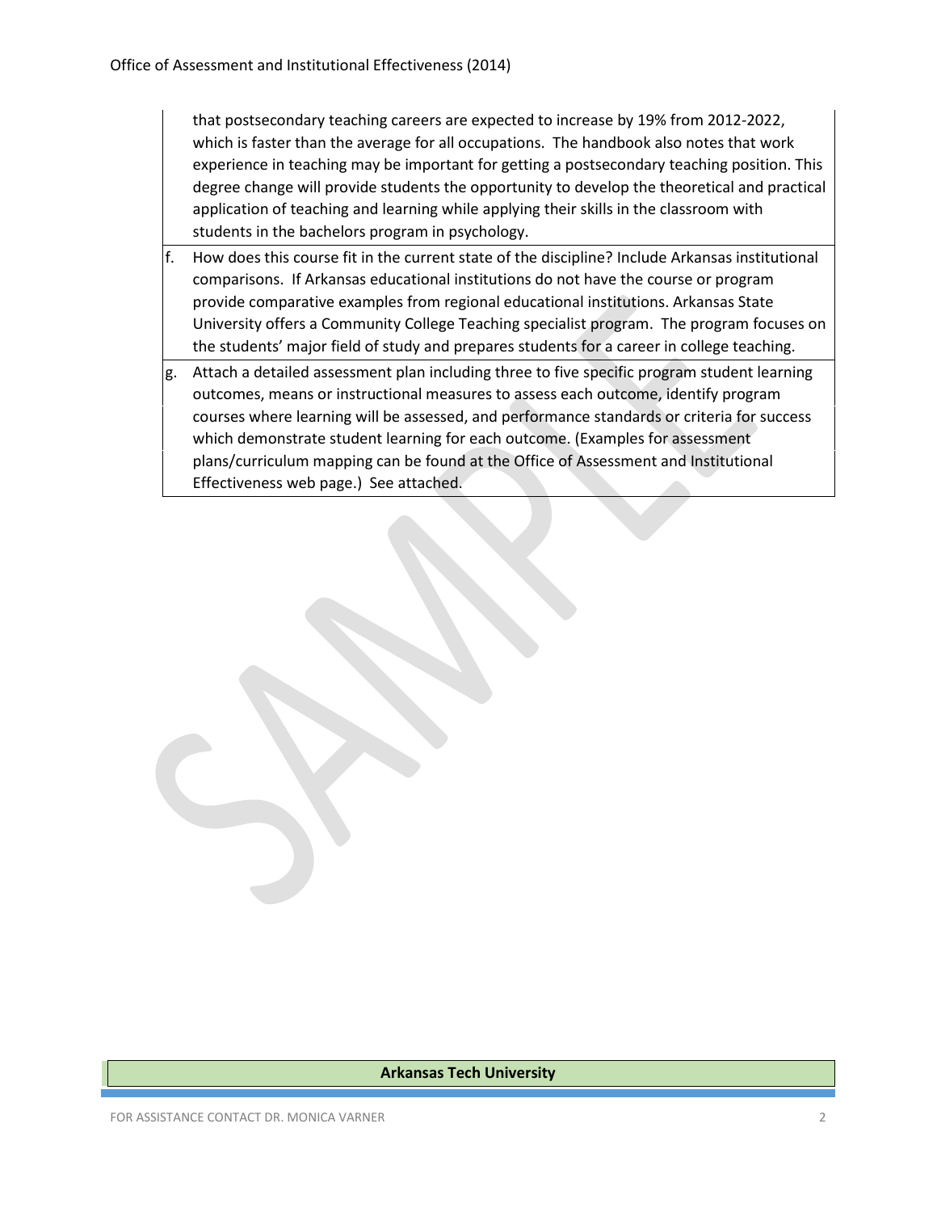that postsecondary teaching careers are expected to increase by 19% from 2012-2022, which is faster than the average for all occupations. The handbook also notes that work experience in teaching may be important for getting a postsecondary teaching position. This degree change will provide students the opportunity to develop the theoretical and practical application of teaching and learning while applying their skills in the classroom with students in the bachelors program in psychology.

f. How does this course fit in the current state of the discipline? Include Arkansas institutional comparisons. If Arkansas educational institutions do not have the course or program provide comparative examples from regional educational institutions. Arkansas State University offers a Community College Teaching specialist program. The program focuses on the students' major field of study and prepares students for a career in college teaching.

g. Attach a detailed assessment plan including three to five specific program student learning outcomes, means or instructional measures to assess each outcome, identify program courses where learning will be assessed, and performance standards or criteria for success which demonstrate student learning for each outcome. (Examples for assessment plans/curriculum mapping can be found at the Office of Assessment and Institutional Effectiveness web page.) See attached.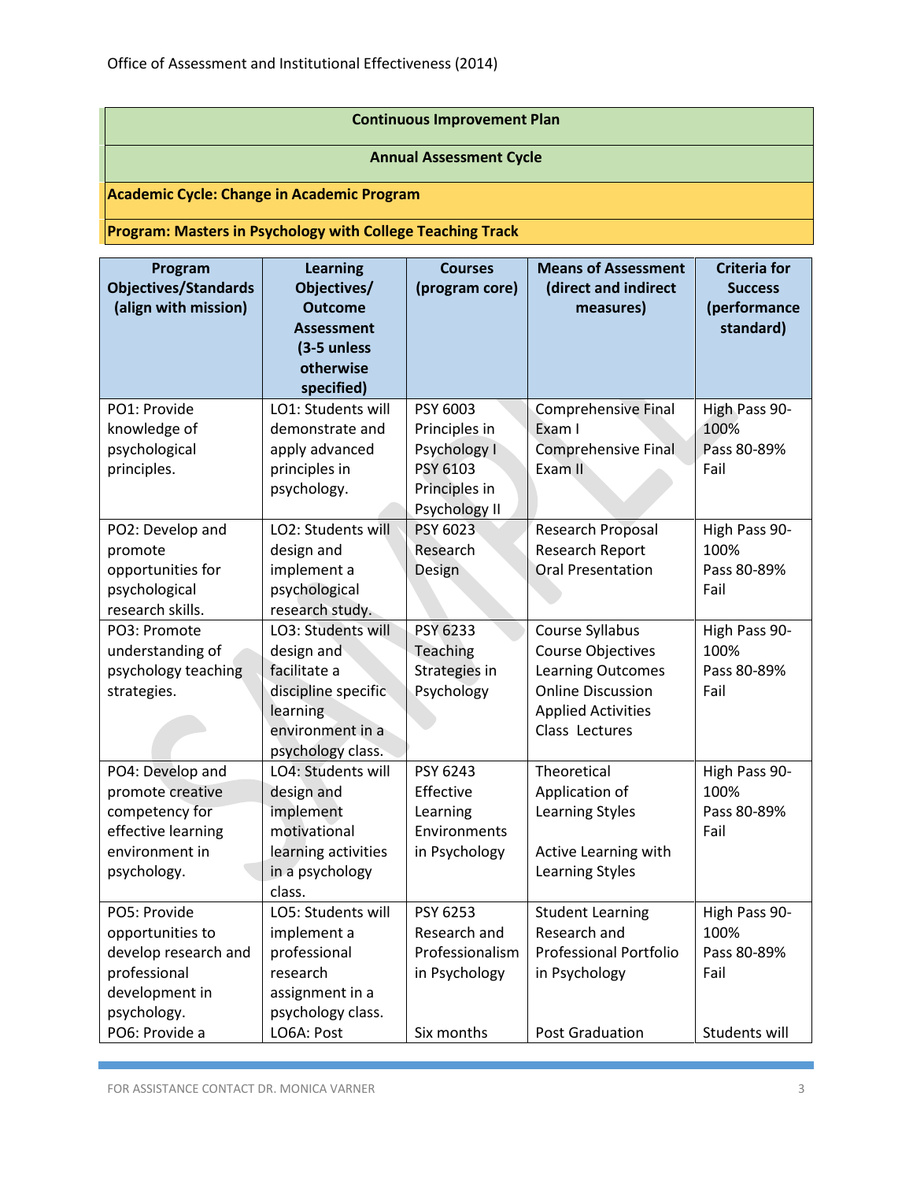Office of Assessment and Institutional Effectiveness (2014)

| **Continuous Improvement Plan** |
|---|
| **Annual Assessment Cycle** |
| **Academic Cycle: Change in Academic Program** |
| **Program: Masters in Psychology with College Teaching Track** |

| Program Objectives/Standards (align with mission) | Learning Objectives/ Outcome Assessment (3-5 unless otherwise specified) | Courses (program core) | Means of Assessment (direct and indirect measures) | Criteria for Success (performance standard) |
|---|---|---|---|---|
| PO1: Provide knowledge of psychological principles. | LO1: Students will demonstrate and apply advanced principles in psychology. | PSY 6003 Principles in Psychology I<br>PSY 6103 Principles in Psychology II | Comprehensive Final Exam I<br>Comprehensive Final Exam II | High Pass 90-100%<br>Pass 80-89%<br>Fail |
| PO2: Develop and promote opportunities for psychological research skills. | LO2: Students will design and implement a psychological research study. | PSY 6023 Research Design | Research Proposal<br>Research Report<br>Oral Presentation | High Pass 90-100%<br>Pass 80-89%<br>Fail |
| PO3: Promote understanding of psychology teaching strategies. | LO3: Students will design and facilitate a discipline specific learning environment in a psychology class. | PSY 6233 Teaching Strategies in Psychology | Course Syllabus<br>Course Objectives<br>Learning Outcomes<br>Online Discussion<br>Applied Activities<br>Class Lectures | High Pass 90-100%<br>Pass 80-89%<br>Fail |
| PO4: Develop and promote creative competency for effective learning environment in psychology. | LO4: Students will design and implement motivational learning activities in a psychology class. | PSY 6243 Effective Learning Environments in Psychology | Theoretical Application of Learning Styles<br><br>Active Learning with Learning Styles | High Pass 90-100%<br>Pass 80-89%<br>Fail |
| PO5: Provide opportunities to develop research and professional development in psychology. | LO5: Students will implement a professional research assignment in a psychology class. | PSY 6253 Research and Professionalism in Psychology | Student Learning Research and Professional Portfolio in Psychology | High Pass 90-100%<br>Pass 80-89%<br>Fail |
| PO6: Provide a | LO6A: Post | Six months | Post Graduation | Students will |

FOR ASSISTANCE CONTACT DR. MONICA VARNER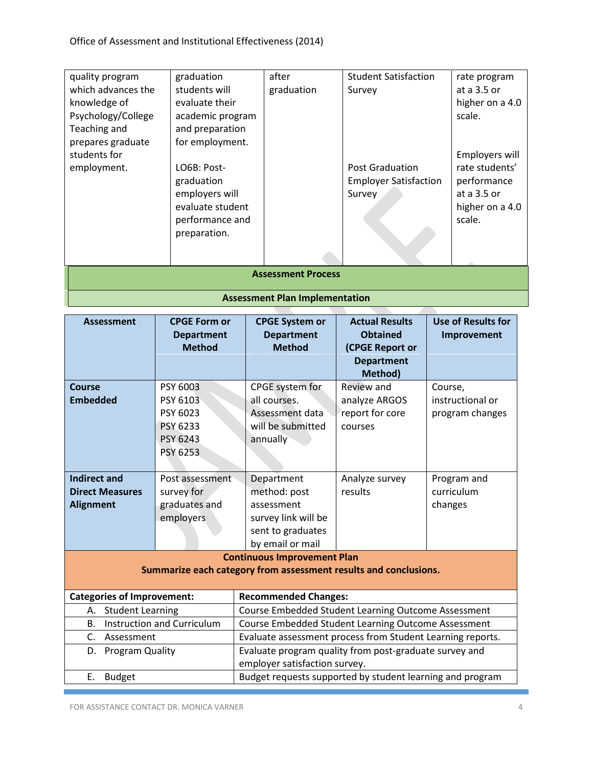| | | | | |
|---|---|---|---|---|
| quality program which advances the knowledge of Psychology/College Teaching and prepares graduate students for employment. | graduation students will evaluate their academic program and preparation for employment.<br><br>LO6B: Post-graduation employers will evaluate student performance and preparation. | after graduation | Student Satisfaction Survey<br><br>Post Graduation Employer Satisfaction Survey | rate program at a 3.5 or higher on a 4.0 scale.<br><br>Employers will rate students' performance at a 3.5 or higher on a 4.0 scale. |

**Assessment Process**

**Assessment Plan Implementation**

| Assessment | CPGE Form or Department Method | CPGE System or Department Method | Actual Results Obtained (CPGE Report or Department Method) | Use of Results for Improvement |
|---|---|---|---|---|
| **Course Embedded** | PSY 6003<br>PSY 6103<br>PSY 6023<br>PSY 6233<br>PSY 6243<br>PSY 6253 | CPGE system for all courses. Assessment data will be submitted annually | Review and analyze ARGOS report for core courses | Course, instructional or program changes |
| **Indirect and Direct Measures Alignment** | Post assessment survey for graduates and employers | Department method: post assessment survey link will be sent to graduates by email or mail | Analyze survey results | Program and curriculum changes |

**Continuous Improvement Plan**
**Summarize each category from assessment results and conclusions.**

| Categories of Improvement: | Recommended Changes: |
|---|---|
| A. Student Learning | Course Embedded Student Learning Outcome Assessment |
| B. Instruction and Curriculum | Course Embedded Student Learning Outcome Assessment |
| C. Assessment | Evaluate assessment process from Student Learning reports. |
| D. Program Quality | Evaluate program quality from post-graduate survey and employer satisfaction survey. |
| E. Budget | Budget requests supported by student learning and program |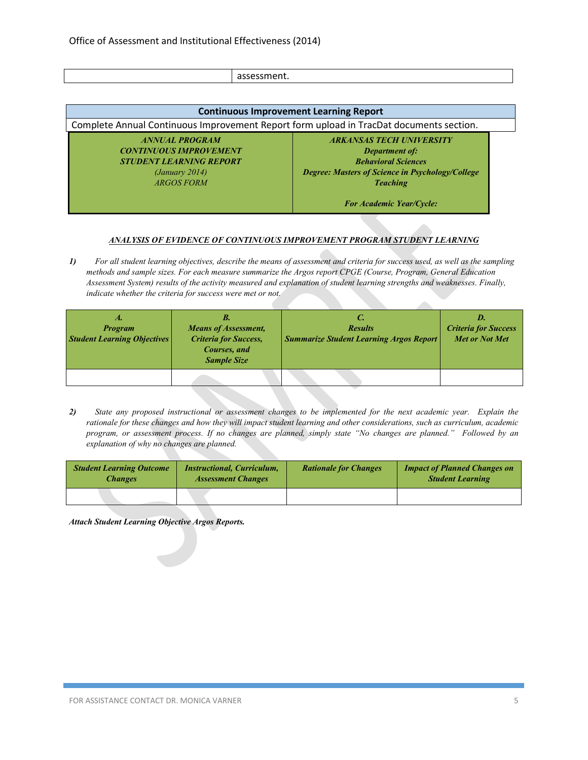| | assessment. |
|---|---|

| Continuous Improvement Learning Report |
|---|
| Complete Annual Continuous Improvement Report form upload in TracDat documents section. |

| ***ANNUAL PROGRAM CONTINUOUS IMPROVEMENT STUDENT LEARNING REPORT*** *(January 2014)* *ARGOS FORM* | ***ARKANSAS TECH UNIVERSITY*** ***Department of:*** ***Behavioral Sciences*** ***Degree: Masters of Science in Psychology/College Teaching*** ***For Academic Year/Cycle:*** |
|---|---|

***ANALYSIS OF EVIDENCE OF CONTINUOUS IMPROVEMENT PROGRAM STUDENT LEARNING***

***1)*** *For all student learning objectives, describe the means of assessment and criteria for success used, as well as the sampling methods and sample sizes. For each measure summarize the Argos report CPGE (Course, Program, General Education Assessment System) results of the activity measured and explanation of student learning strengths and weaknesses. Finally, indicate whether the criteria for success were met or not.*

| ***A.*** ***Program Student Learning Objectives*** | ***B.*** ***Means of Assessment, Criteria for Success, Courses, and Sample Size*** | ***C.*** ***Results Summarize Student Learning Argos Report*** | ***D.*** ***Criteria for Success Met or Not Met*** |
|---|---|---|---|
| | | | |

***2)*** *State any proposed instructional or assessment changes to be implemented for the next academic year. Explain the rationale for these changes and how they will impact student learning and other considerations, such as curriculum, academic program, or assessment process. If no changes are planned, simply state "No changes are planned." Followed by an explanation of why no changes are planned.*

| ***Student Learning Outcome Changes*** | ***Instructional, Curriculum, Assessment Changes*** | ***Rationale for Changes*** | ***Impact of Planned Changes on Student Learning*** |
|---|---|---|---|
| | | | |

***Attach Student Learning Objective Argos Reports.***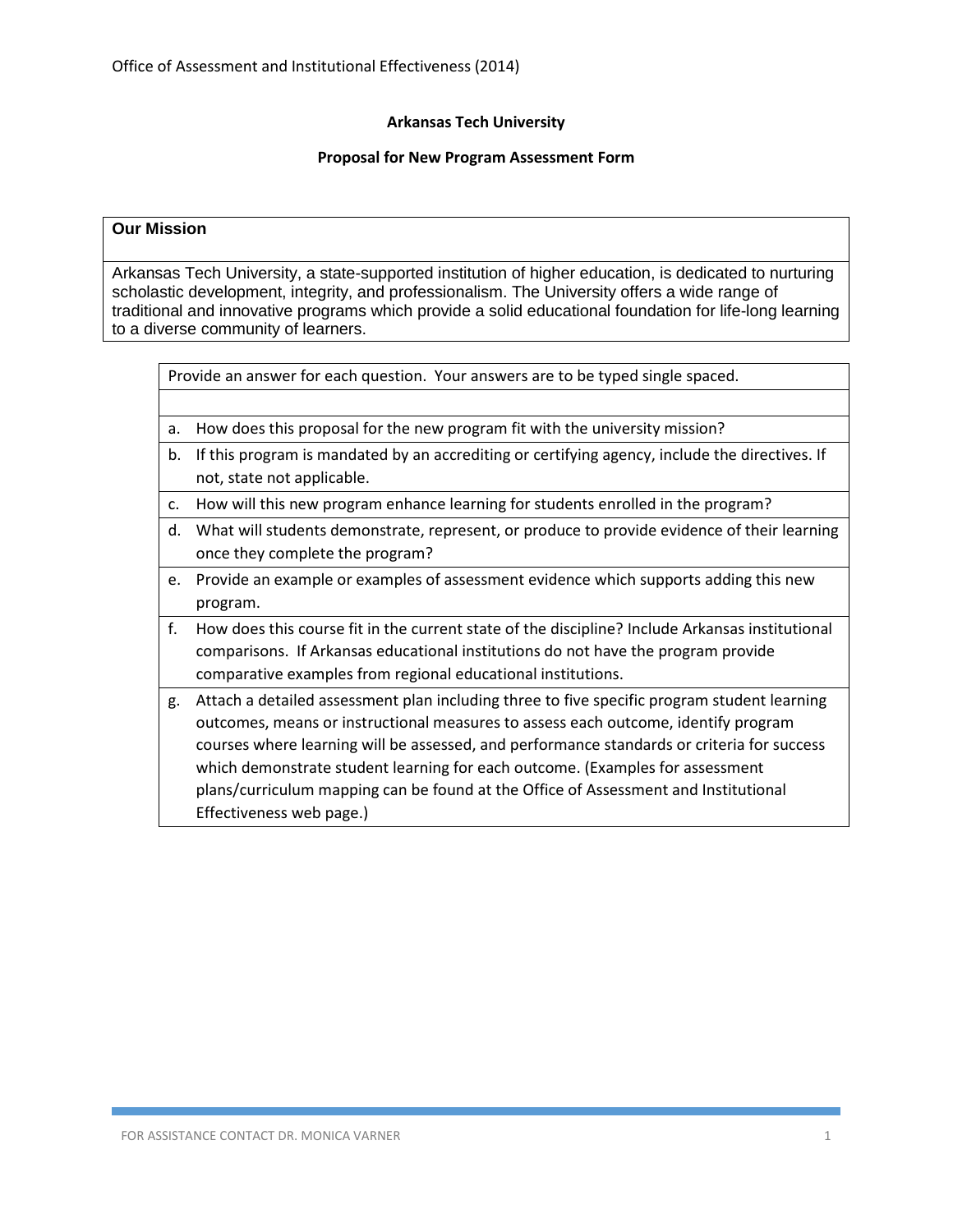**Arkansas Tech University**

**Proposal for New Program Assessment Form**

| **Our Mission** |
|---|
| Arkansas Tech University, a state-supported institution of higher education, is dedicated to nurturing scholastic development, integrity, and professionalism. The University offers a wide range of traditional and innovative programs which provide a solid educational foundation for life-long learning to a diverse community of learners. |

| Provide an answer for each question. Your answers are to be typed single spaced. |
|---|
| |
| a. How does this proposal for the new program fit with the university mission? |
| b. If this program is mandated by an accrediting or certifying agency, include the directives. If not, state not applicable. |
| c. How will this new program enhance learning for students enrolled in the program? |
| d. What will students demonstrate, represent, or produce to provide evidence of their learning once they complete the program? |
| e. Provide an example or examples of assessment evidence which supports adding this new program. |
| f. How does this course fit in the current state of the discipline? Include Arkansas institutional comparisons. If Arkansas educational institutions do not have the program provide comparative examples from regional educational institutions. |
| g. Attach a detailed assessment plan including three to five specific program student learning outcomes, means or instructional measures to assess each outcome, identify program courses where learning will be assessed, and performance standards or criteria for success which demonstrate student learning for each outcome. (Examples for assessment plans/curriculum mapping can be found at the Office of Assessment and Institutional Effectiveness web page.) |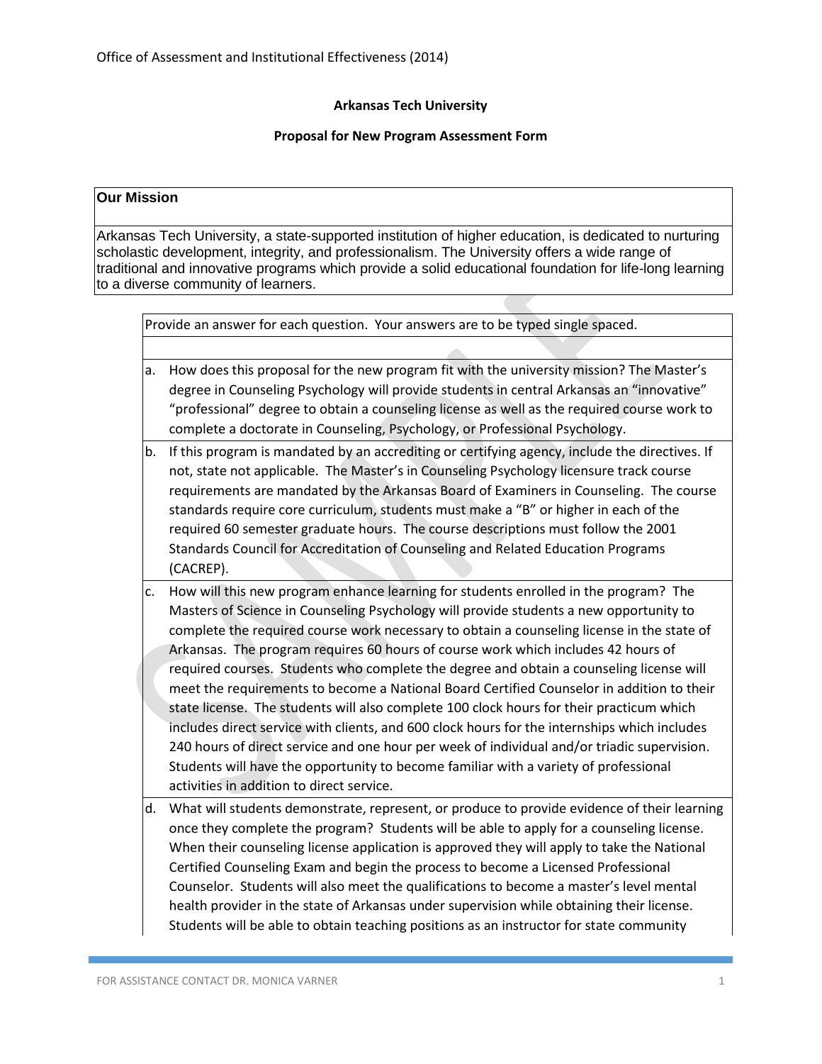Office of Assessment and Institutional Effectiveness (2014)

**Arkansas Tech University**

**Proposal for New Program Assessment Form**

| **Our Mission** |
|---|
| Arkansas Tech University, a state-supported institution of higher education, is dedicated to nurturing scholastic development, integrity, and professionalism. The University offers a wide range of traditional and innovative programs which provide a solid educational foundation for life-long learning to a diverse community of learners. |

| Provide an answer for each question. Your answers are to be typed single spaced. |
|---|
| |
| a. How does this proposal for the new program fit with the university mission? The Master's degree in Counseling Psychology will provide students in central Arkansas an "innovative" "professional" degree to obtain a counseling license as well as the required course work to complete a doctorate in Counseling, Psychology, or Professional Psychology. |
| b. If this program is mandated by an accrediting or certifying agency, include the directives. If not, state not applicable. The Master's in Counseling Psychology licensure track course requirements are mandated by the Arkansas Board of Examiners in Counseling. The course standards require core curriculum, students must make a "B" or higher in each of the required 60 semester graduate hours. The course descriptions must follow the 2001 Standards Council for Accreditation of Counseling and Related Education Programs (CACREP). |
| c. How will this new program enhance learning for students enrolled in the program? The Masters of Science in Counseling Psychology will provide students a new opportunity to complete the required course work necessary to obtain a counseling license in the state of Arkansas. The program requires 60 hours of course work which includes 42 hours of required courses. Students who complete the degree and obtain a counseling license will meet the requirements to become a National Board Certified Counselor in addition to their state license. The students will also complete 100 clock hours for their practicum which includes direct service with clients, and 600 clock hours for the internships which includes 240 hours of direct service and one hour per week of individual and/or triadic supervision. Students will have the opportunity to become familiar with a variety of professional activities in addition to direct service. |
| d. What will students demonstrate, represent, or produce to provide evidence of their learning once they complete the program? Students will be able to apply for a counseling license. When their counseling license application is approved they will apply to take the National Certified Counseling Exam and begin the process to become a Licensed Professional Counselor. Students will also meet the qualifications to become a master's level mental health provider in the state of Arkansas under supervision while obtaining their license. Students will be able to obtain teaching positions as an instructor for state community |

FOR ASSISTANCE CONTACT DR. MONICA VARNER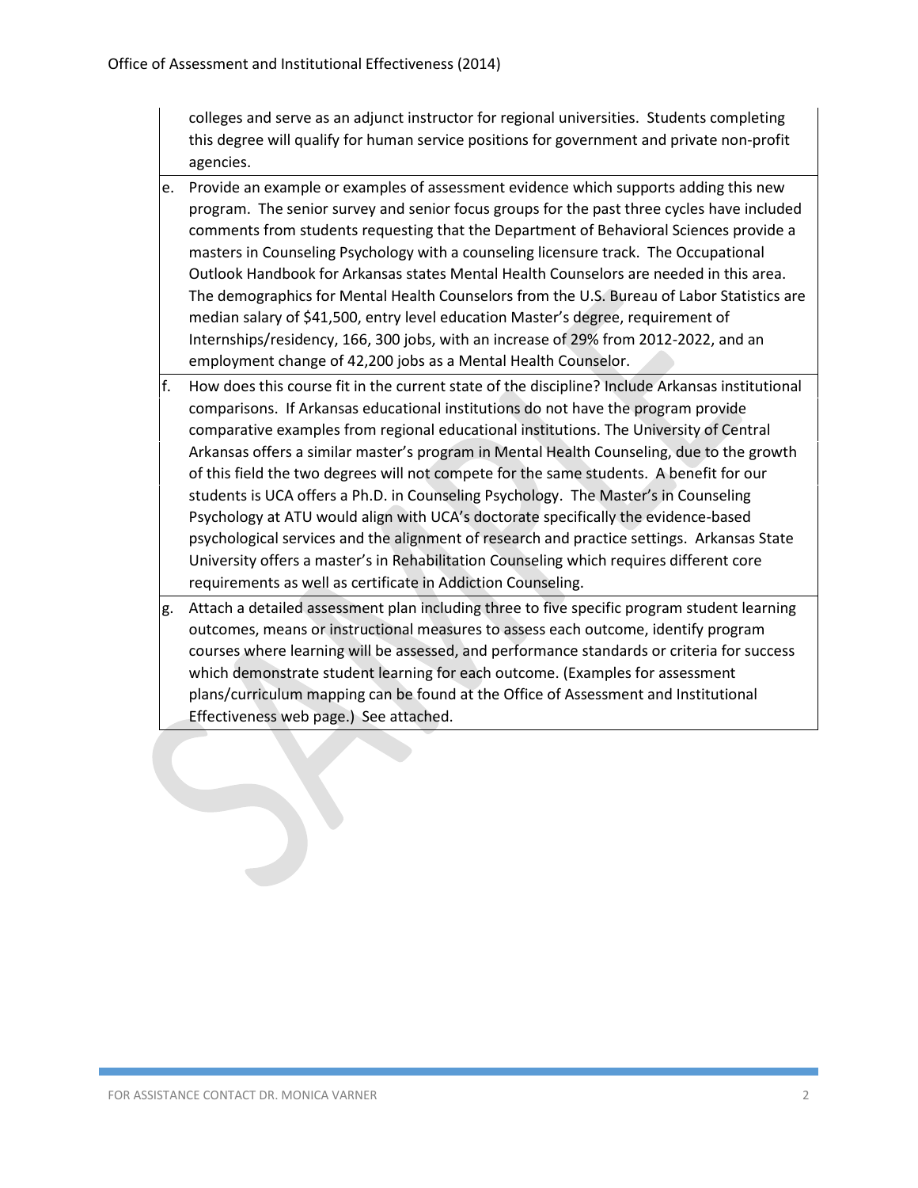colleges and serve as an adjunct instructor for regional universities. Students completing this degree will qualify for human service positions for government and private non-profit agencies.

e. Provide an example or examples of assessment evidence which supports adding this new program. The senior survey and senior focus groups for the past three cycles have included comments from students requesting that the Department of Behavioral Sciences provide a masters in Counseling Psychology with a counseling licensure track. The Occupational Outlook Handbook for Arkansas states Mental Health Counselors are needed in this area. The demographics for Mental Health Counselors from the U.S. Bureau of Labor Statistics are median salary of $41,500, entry level education Master's degree, requirement of Internships/residency, 166, 300 jobs, with an increase of 29% from 2012-2022, and an employment change of 42,200 jobs as a Mental Health Counselor.

f. How does this course fit in the current state of the discipline? Include Arkansas institutional comparisons. If Arkansas educational institutions do not have the program provide comparative examples from regional educational institutions. The University of Central Arkansas offers a similar master's program in Mental Health Counseling, due to the growth of this field the two degrees will not compete for the same students. A benefit for our students is UCA offers a Ph.D. in Counseling Psychology. The Master's in Counseling Psychology at ATU would align with UCA's doctorate specifically the evidence-based psychological services and the alignment of research and practice settings. Arkansas State University offers a master's in Rehabilitation Counseling which requires different core requirements as well as certificate in Addiction Counseling.

g. Attach a detailed assessment plan including three to five specific program student learning outcomes, means or instructional measures to assess each outcome, identify program courses where learning will be assessed, and performance standards or criteria for success which demonstrate student learning for each outcome. (Examples for assessment plans/curriculum mapping can be found at the Office of Assessment and Institutional Effectiveness web page.) See attached.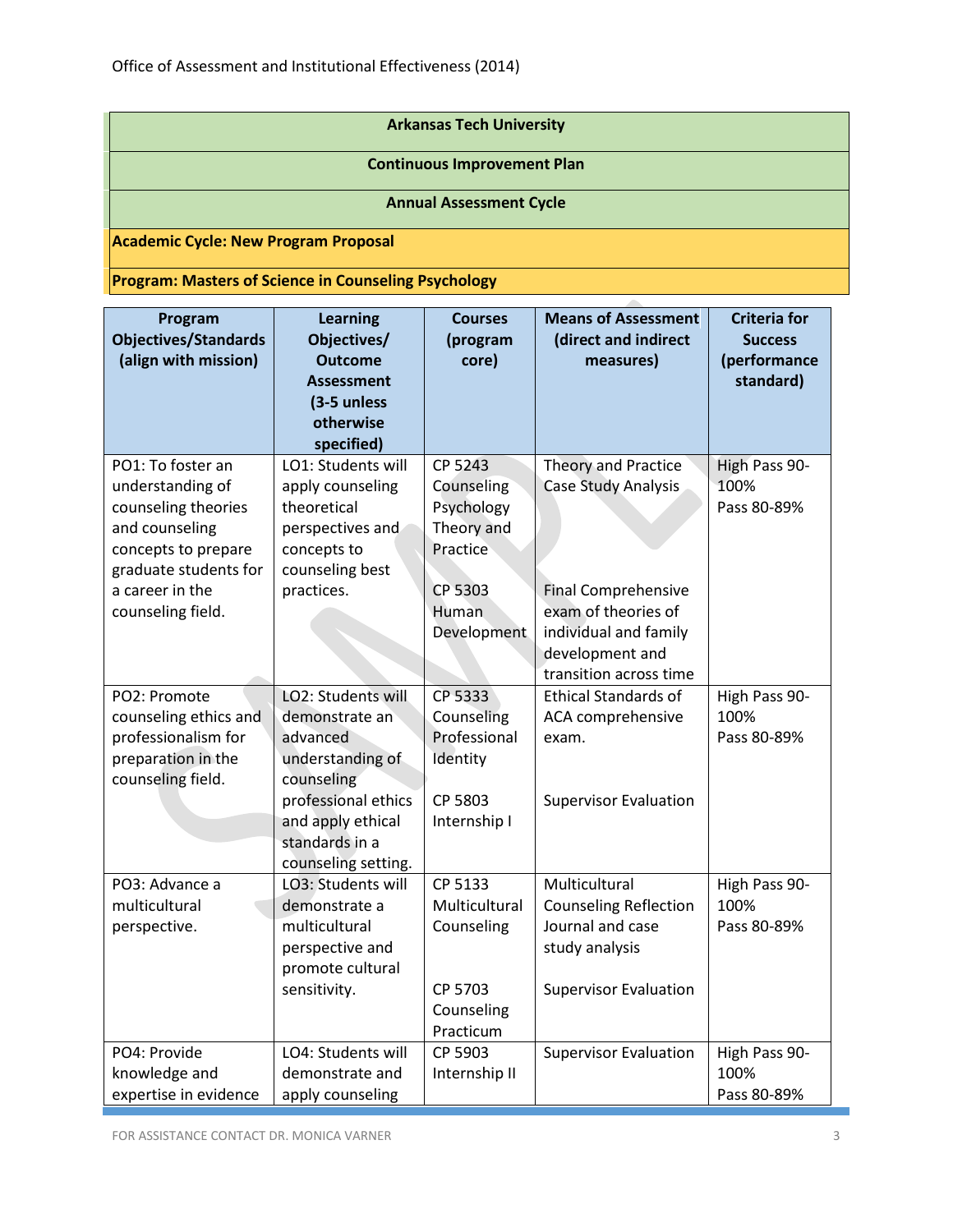Office of Assessment and Institutional Effectiveness (2014)

| **Arkansas Tech University** |
|---|
| **Continuous Improvement Plan** |
| **Annual Assessment Cycle** |
| **Academic Cycle: New Program Proposal** |
| **Program: Masters of Science in Counseling Psychology** |

| Program Objectives/Standards (align with mission) | Learning Objectives/ Outcome Assessment (3-5 unless otherwise specified) | Courses (program core) | Means of Assessment (direct and indirect measures) | Criteria for Success (performance standard) |
|---|---|---|---|---|
| PO1: To foster an understanding of counseling theories and counseling concepts to prepare graduate students for a career in the counseling field. | LO1: Students will apply counseling theoretical perspectives and concepts to counseling best practices. | CP 5243 Counseling Psychology Theory and Practice<br><br>CP 5303 Human Development | Theory and Practice Case Study Analysis<br><br>Final Comprehensive exam of theories of individual and family development and transition across time | High Pass 90-100%<br>Pass 80-89% |
| PO2: Promote counseling ethics and professionalism for preparation in the counseling field. | LO2: Students will demonstrate an advanced understanding of counseling professional ethics and apply ethical standards in a counseling setting. | CP 5333 Counseling Professional Identity<br><br>CP 5803 Internship I | Ethical Standards of ACA comprehensive exam.<br><br>Supervisor Evaluation | High Pass 90-100%<br>Pass 80-89% |
| PO3: Advance a multicultural perspective. | LO3: Students will demonstrate a multicultural perspective and promote cultural sensitivity. | CP 5133 Multicultural Counseling<br><br>CP 5703 Counseling Practicum | Multicultural Counseling Reflection Journal and case study analysis<br><br>Supervisor Evaluation | High Pass 90-100%<br>Pass 80-89% |
| PO4: Provide knowledge and expertise in evidence | LO4: Students will demonstrate and apply counseling | CP 5903 Internship II | Supervisor Evaluation | High Pass 90-100%<br>Pass 80-89% |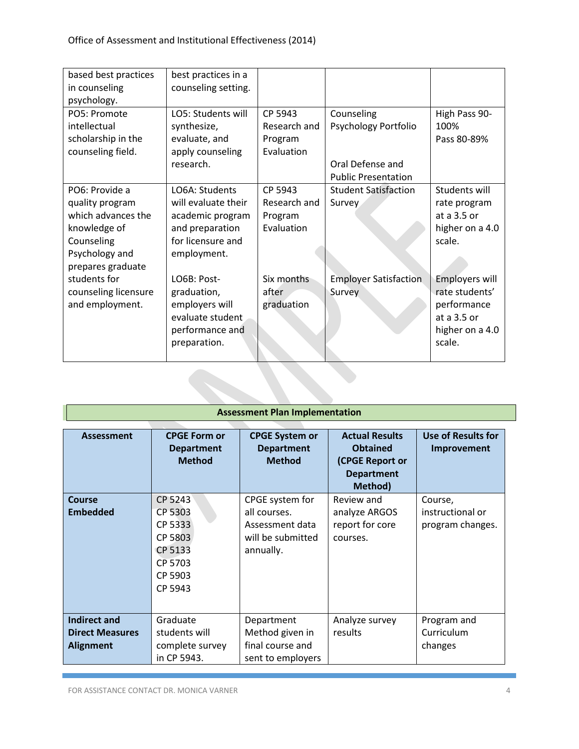| | | | | |
|---|---|---|---|---|
| based best practices in counseling psychology. | best practices in a counseling setting. | | | |
| PO5: Promote intellectual scholarship in the counseling field. | LO5: Students will synthesize, evaluate, and apply counseling research. | CP 5943 Research and Program Evaluation | Counseling Psychology Portfolio<br><br>Oral Defense and Public Presentation | High Pass 90-100%<br>Pass 80-89% |
| PO6: Provide a quality program which advances the knowledge of Counseling Psychology and prepares graduate students for counseling licensure and employment. | LO6A: Students will evaluate their academic program and preparation for licensure and employment.<br><br>LO6B: Post-graduation, employers will evaluate student performance and preparation. | CP 5943 Research and Program Evaluation<br><br>Six months after graduation | Student Satisfaction Survey<br><br>Employer Satisfaction Survey | Students will rate program at a 3.5 or higher on a 4.0 scale.<br><br>Employers will rate students' performance at a 3.5 or higher on a 4.0 scale. |

**Assessment Plan Implementation**

| Assessment | CPGE Form or Department Method | CPGE System or Department Method | Actual Results Obtained (CPGE Report or Department Method) | Use of Results for Improvement |
|---|---|---|---|---|
| **Course Embedded** | CP 5243<br>CP 5303<br>CP 5333<br>CP 5803<br>CP 5133<br>CP 5703<br>CP 5903<br>CP 5943 | CPGE system for all courses. Assessment data will be submitted annually. | Review and analyze ARGOS report for core courses. | Course, instructional or program changes. |
| **Indirect and Direct Measures Alignment** | Graduate students will complete survey in CP 5943. | Department Method given in final course and sent to employers | Analyze survey results | Program and Curriculum changes |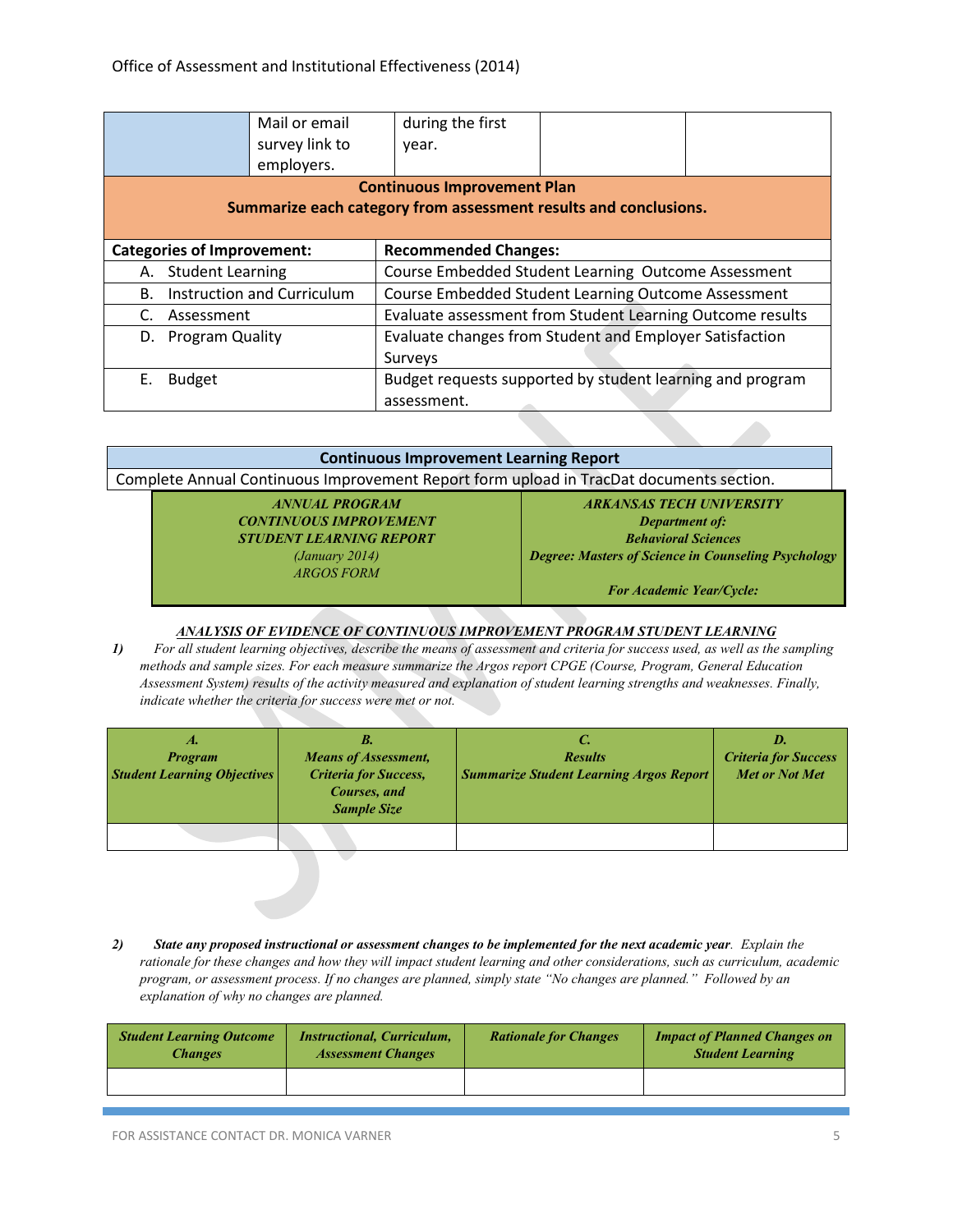| | Mail or email survey link to employers. | during the first year. | | |
|---|---|---|---|---|

**Continuous Improvement Plan**
**Summarize each category from assessment results and conclusions.**

| Categories of Improvement: | Recommended Changes: |
|---|---|
| A. Student Learning | Course Embedded Student Learning Outcome Assessment |
| B. Instruction and Curriculum | Course Embedded Student Learning Outcome Assessment |
| C. Assessment | Evaluate assessment from Student Learning Outcome results |
| D. Program Quality | Evaluate changes from Student and Employer Satisfaction Surveys |
| E. Budget | Budget requests supported by student learning and program assessment. |

| Continuous Improvement Learning Report |
|---|
| Complete Annual Continuous Improvement Report form upload in TracDat documents section. |

| *ANNUAL PROGRAM CONTINUOUS IMPROVEMENT STUDENT LEARNING REPORT* (January 2014) ARGOS FORM | *ARKANSAS TECH UNIVERSITY* *Department of:* *Behavioral Sciences* *Degree: Masters of Science in Counseling Psychology* *For Academic Year/Cycle:* |
|---|---|

***ANALYSIS OF EVIDENCE OF CONTINUOUS IMPROVEMENT PROGRAM STUDENT LEARNING***

*1) For all student learning objectives, describe the means of assessment and criteria for success used, as well as the sampling methods and sample sizes. For each measure summarize the Argos report CPGE (Course, Program, General Education Assessment System) results of the activity measured and explanation of student learning strengths and weaknesses. Finally, indicate whether the criteria for success were met or not.*

| *A. Program Student Learning Objectives* | *B. Means of Assessment, Criteria for Success, Courses, and Sample Size* | *C. Results Summarize Student Learning Argos Report* | *D. Criteria for Success Met or Not Met* |
|---|---|---|---|
| | | | |

*2) **State any proposed instructional or assessment changes to be implemented for the next academic year**. Explain the rationale for these changes and how they will impact student learning and other considerations, such as curriculum, academic program, or assessment process. If no changes are planned, simply state "No changes are planned." Followed by an explanation of why no changes are planned.*

| *Student Learning Outcome Changes* | *Instructional, Curriculum, Assessment Changes* | *Rationale for Changes* | *Impact of Planned Changes on Student Learning* |
|---|---|---|---|
| | | | |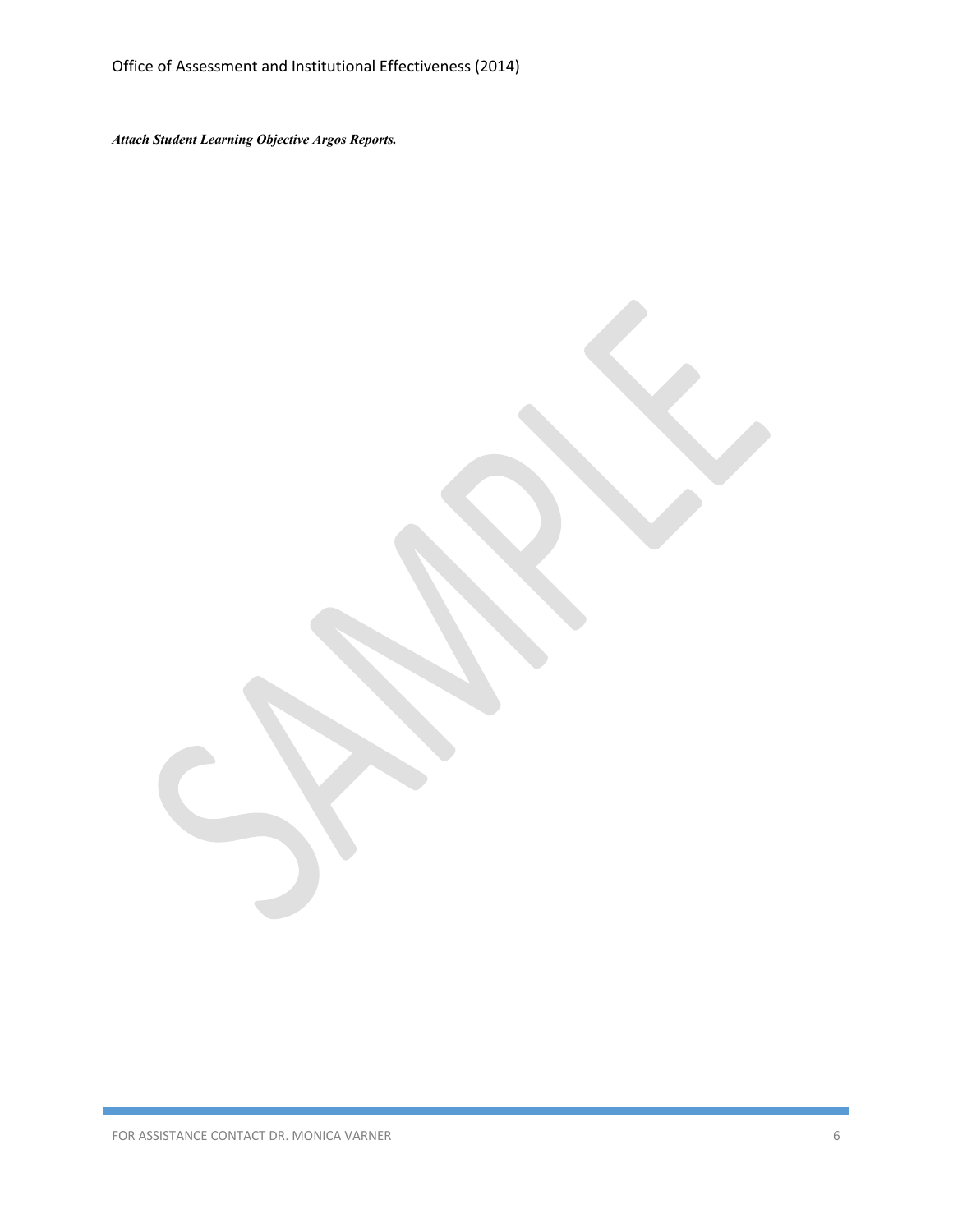***Attach Student Learning Objective Argos Reports.***

SAMPLE